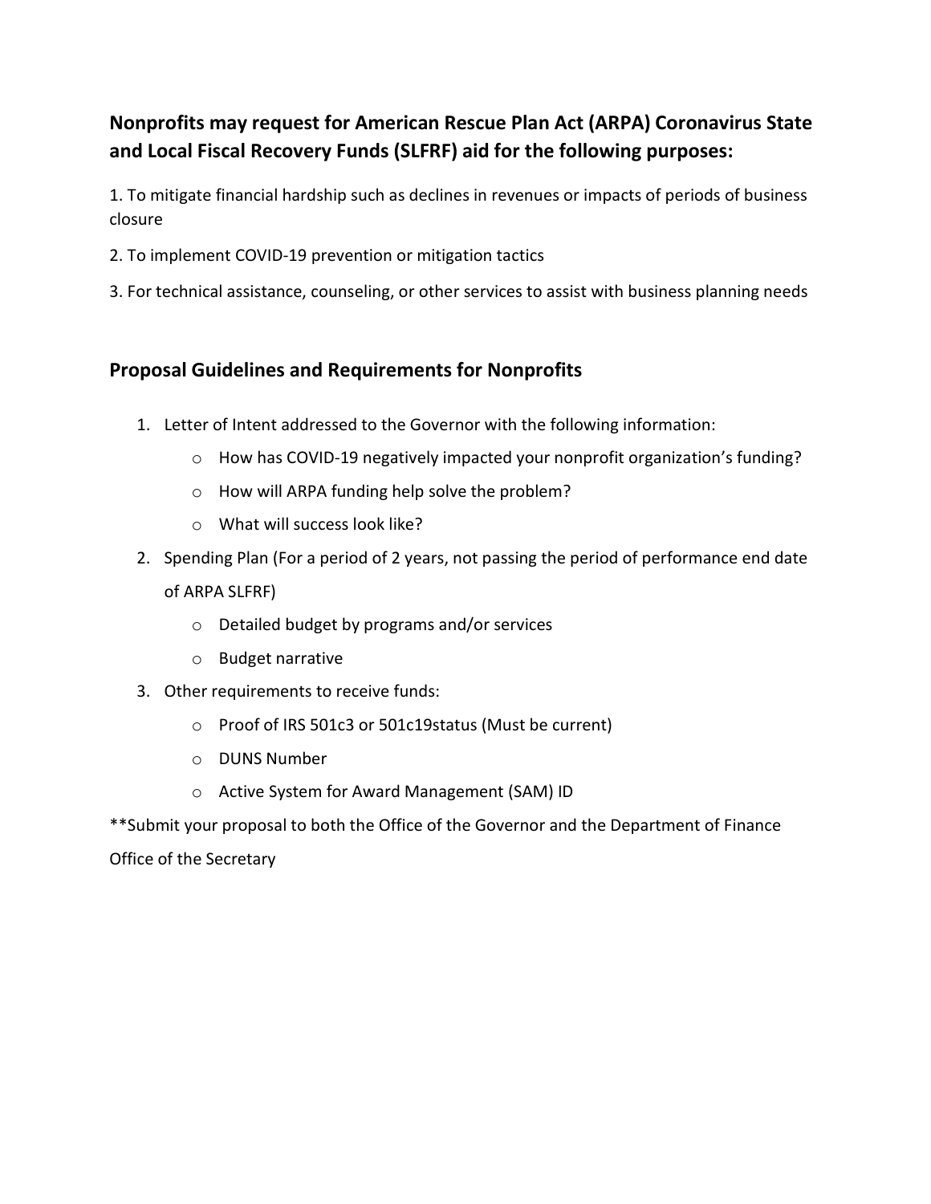## Nonprofits may request for American Rescue Plan Act (ARPA) Coronavirus State and Local Fiscal Recovery Funds (SLFRF) aid for the following purposes:

1. To mitigate financial hardship such as declines in revenues or impacts of periods of business closure

2. To implement COVID-19 prevention or mitigation tactics

3. For technical assistance, counseling, or other services to assist with business planning needs

## Proposal Guidelines and Requirements for Nonprofits

1. Letter of Intent addressed to the Governor with the following information:
   - How has COVID-19 negatively impacted your nonprofit organization's funding?
   - How will ARPA funding help solve the problem?
   - What will success look like?
2. Spending Plan (For a period of 2 years, not passing the period of performance end date of ARPA SLFRF)
   - Detailed budget by programs and/or services
   - Budget narrative
3. Other requirements to receive funds:
   - Proof of IRS 501c3 or 501c19status (Must be current)
   - DUNS Number
   - Active System for Award Management (SAM) ID

**Submit your proposal to both the Office of the Governor and the Department of Finance Office of the Secretary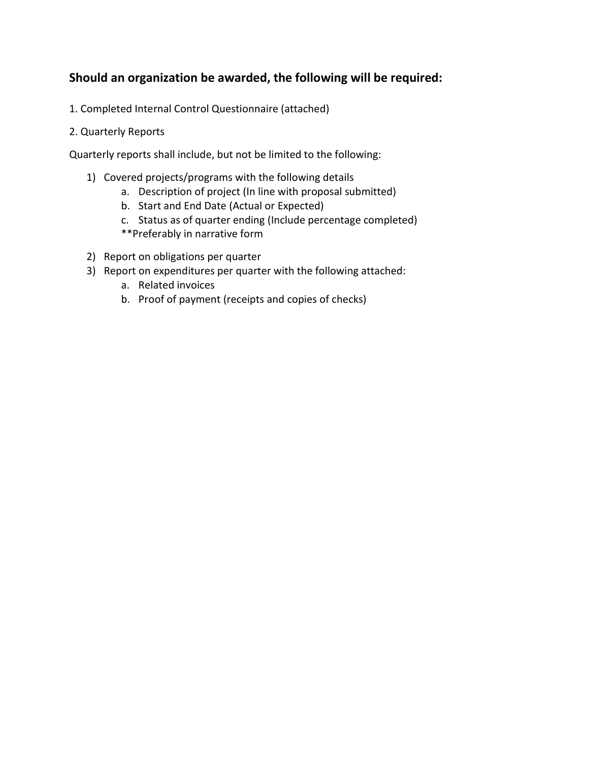### Should an organization be awarded, the following will be required:

1. Completed Internal Control Questionnaire (attached)

2. Quarterly Reports

Quarterly reports shall include, but not be limited to the following:

1) Covered projects/programs with the following details
    a. Description of project (In line with proposal submitted)
    b. Start and End Date (Actual or Expected)
    c. Status as of quarter ending (Include percentage completed)
    
    **Preferably in narrative form

2) Report on obligations per quarter
3) Report on expenditures per quarter with the following attached:
    a. Related invoices
    b. Proof of payment (receipts and copies of checks)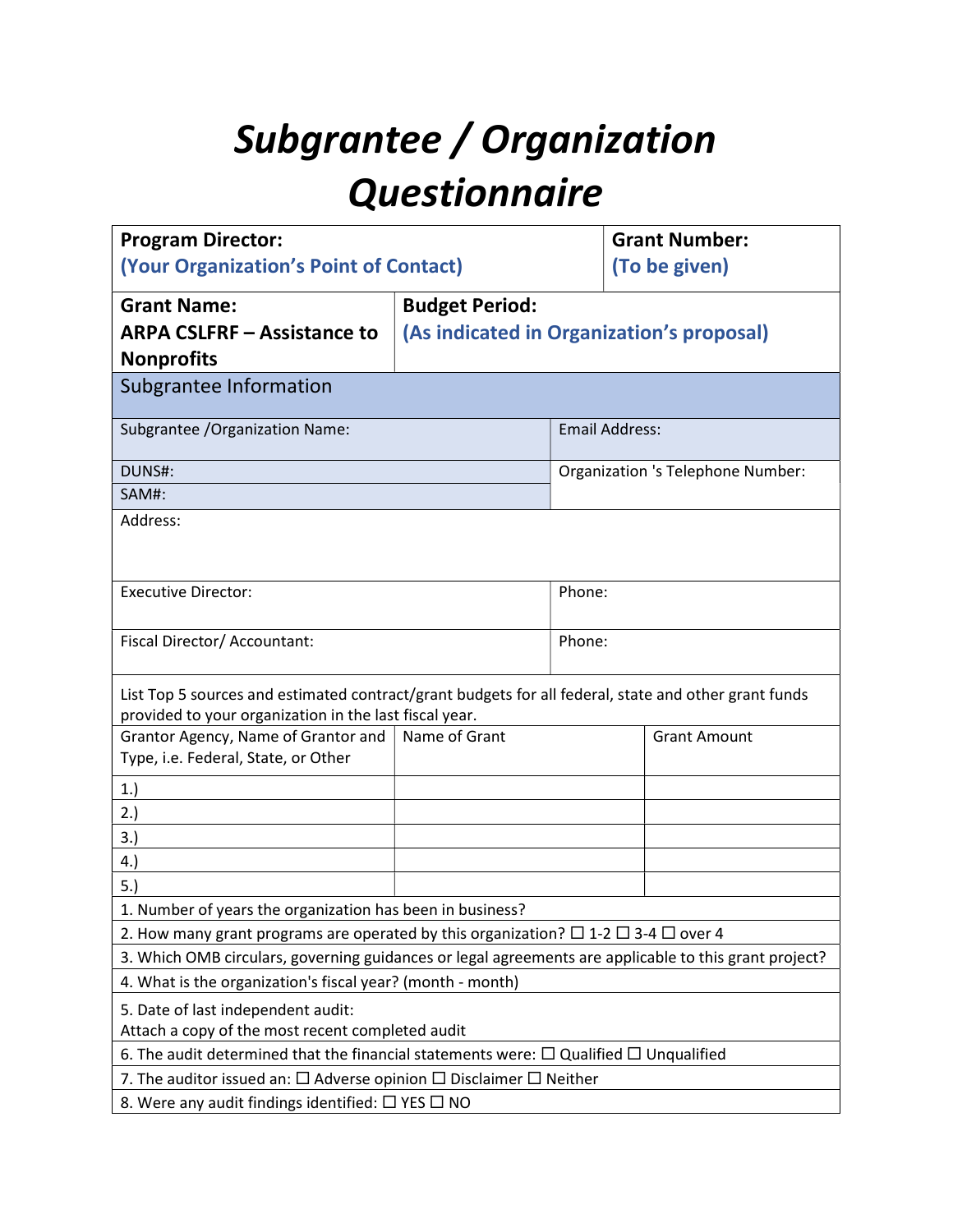# *Subgrantee / Organization Questionnaire*

| **Program Director:** **(Your Organization's Point of Contact)** | | **Grant Number:** **(To be given)** |
|---|---|---|
| **Grant Name:** **ARPA CSLFRF – Assistance to Nonprofits** | **Budget Period:** **(As indicated in Organization's proposal)** | |

## Subgrantee Information

| Subgrantee /Organization Name: | Email Address: |
|---|---|
| DUNS#: | Organization 's Telephone Number: |
| SAM#: | |
| Address: | |
| Executive Director: | Phone: |
| Fiscal Director/ Accountant: | Phone: |

List Top 5 sources and estimated contract/grant budgets for all federal, state and other grant funds provided to your organization in the last fiscal year.

| Grantor Agency, Name of Grantor and Type, i.e. Federal, State, or Other | Name of Grant | Grant Amount |
|---|---|---|
| 1.) | | |
| 2.) | | |
| 3.) | | |
| 4.) | | |
| 5.) | | |

1. Number of years the organization has been in business?
2. How many grant programs are operated by this organization? ☐ 1-2 ☐ 3-4 ☐ over 4
3. Which OMB circulars, governing guidances or legal agreements are applicable to this grant project?
4. What is the organization's fiscal year? (month - month)
5. Date of last independent audit:
   Attach a copy of the most recent completed audit
6. The audit determined that the financial statements were: ☐ Qualified ☐ Unqualified
7. The auditor issued an: ☐ Adverse opinion ☐ Disclaimer ☐ Neither
8. Were any audit findings identified: ☐ YES ☐ NO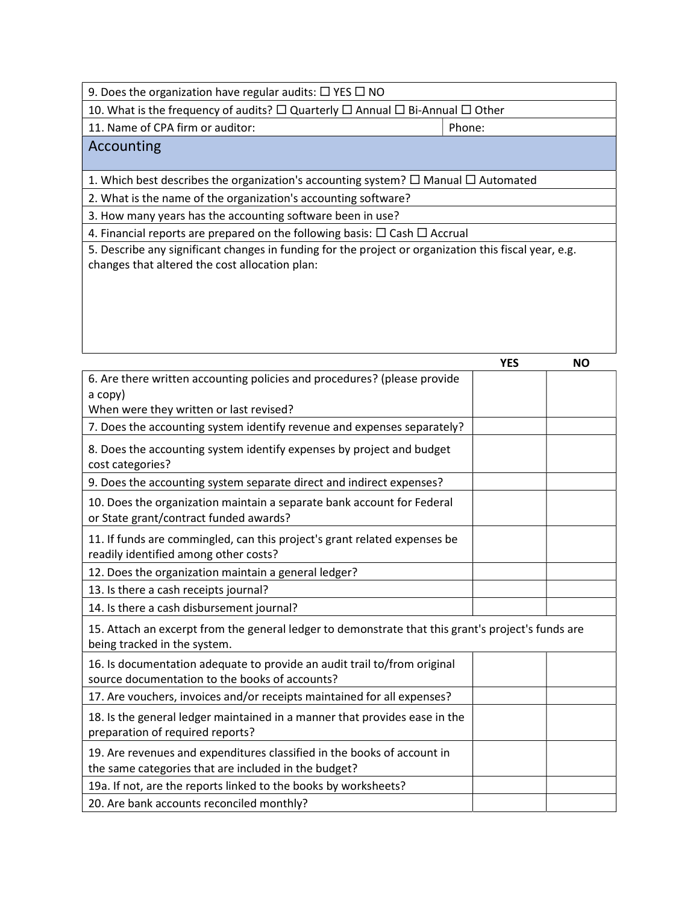| | |
|---|---|
| 9. Does the organization have regular audits: ☐ YES ☐ NO | |
| 10. What is the frequency of audits? ☐ Quarterly ☐ Annual ☐ Bi-Annual ☐ Other | |
| 11. Name of CPA firm or auditor: | Phone: |

## Accounting

| |
|---|
| 1. Which best describes the organization's accounting system? ☐ Manual ☐ Automated |
| 2. What is the name of the organization's accounting software? |
| 3. How many years has the accounting software been in use? |
| 4. Financial reports are prepared on the following basis: ☐ Cash ☐ Accrual |
| 5. Describe any significant changes in funding for the project or organization this fiscal year, e.g. changes that altered the cost allocation plan: |

| | YES | NO |
|---|---|---|
| 6. Are there written accounting policies and procedures? (please provide a copy)<br>When were they written or last revised? | | |
| 7. Does the accounting system identify revenue and expenses separately? | | |
| 8. Does the accounting system identify expenses by project and budget cost categories? | | |
| 9. Does the accounting system separate direct and indirect expenses? | | |
| 10. Does the organization maintain a separate bank account for Federal or State grant/contract funded awards? | | |
| 11. If funds are commingled, can this project's grant related expenses be readily identified among other costs? | | |
| 12. Does the organization maintain a general ledger? | | |
| 13. Is there a cash receipts journal? | | |
| 14. Is there a cash disbursement journal? | | |
| 15. Attach an excerpt from the general ledger to demonstrate that this grant's project's funds are being tracked in the system. | | |
| 16. Is documentation adequate to provide an audit trail to/from original source documentation to the books of accounts? | | |
| 17. Are vouchers, invoices and/or receipts maintained for all expenses? | | |
| 18. Is the general ledger maintained in a manner that provides ease in the preparation of required reports? | | |
| 19. Are revenues and expenditures classified in the books of account in the same categories that are included in the budget? | | |
| 19a. If not, are the reports linked to the books by worksheets? | | |
| 20. Are bank accounts reconciled monthly? | | |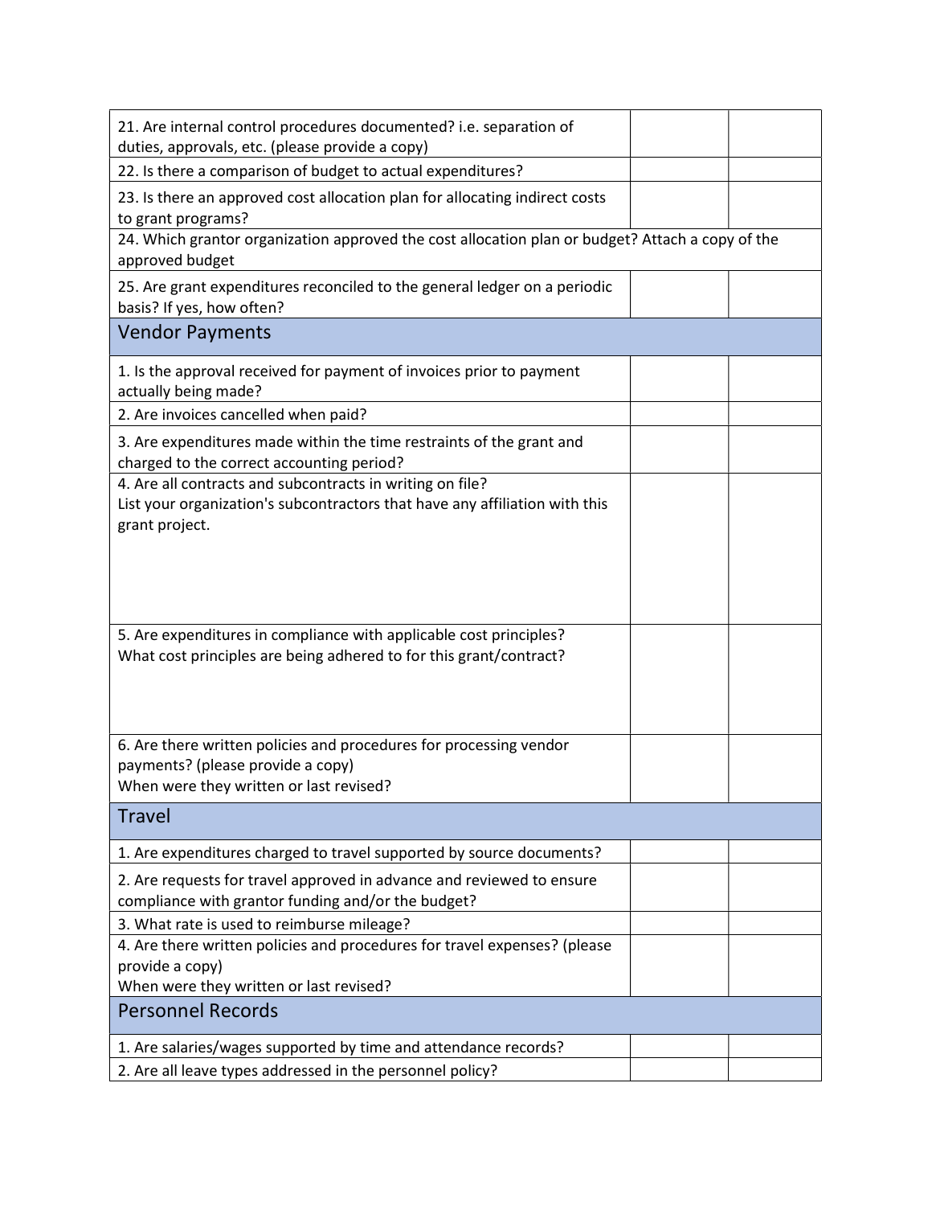| | | |
|---|---|---|
| 21. Are internal control procedures documented? i.e. separation of duties, approvals, etc. (please provide a copy) | | |
| 22. Is there a comparison of budget to actual expenditures? | | |
| 23. Is there an approved cost allocation plan for allocating indirect costs to grant programs? | | |
| 24. Which grantor organization approved the cost allocation plan or budget? Attach a copy of the approved budget | | |
| 25. Are grant expenditures reconciled to the general ledger on a periodic basis? If yes, how often? | | |
| **Vendor Payments** | | |
| 1. Is the approval received for payment of invoices prior to payment actually being made? | | |
| 2. Are invoices cancelled when paid? | | |
| 3. Are expenditures made within the time restraints of the grant and charged to the correct accounting period? | | |
| 4. Are all contracts and subcontracts in writing on file? List your organization's subcontractors that have any affiliation with this grant project. | | |
| 5. Are expenditures in compliance with applicable cost principles? What cost principles are being adhered to for this grant/contract? | | |
| 6. Are there written policies and procedures for processing vendor payments? (please provide a copy) When were they written or last revised? | | |
| **Travel** | | |
| 1. Are expenditures charged to travel supported by source documents? | | |
| 2. Are requests for travel approved in advance and reviewed to ensure compliance with grantor funding and/or the budget? | | |
| 3. What rate is used to reimburse mileage? | | |
| 4. Are there written policies and procedures for travel expenses? (please provide a copy) When were they written or last revised? | | |
| **Personnel Records** | | |
| 1. Are salaries/wages supported by time and attendance records? | | |
| 2. Are all leave types addressed in the personnel policy? | | |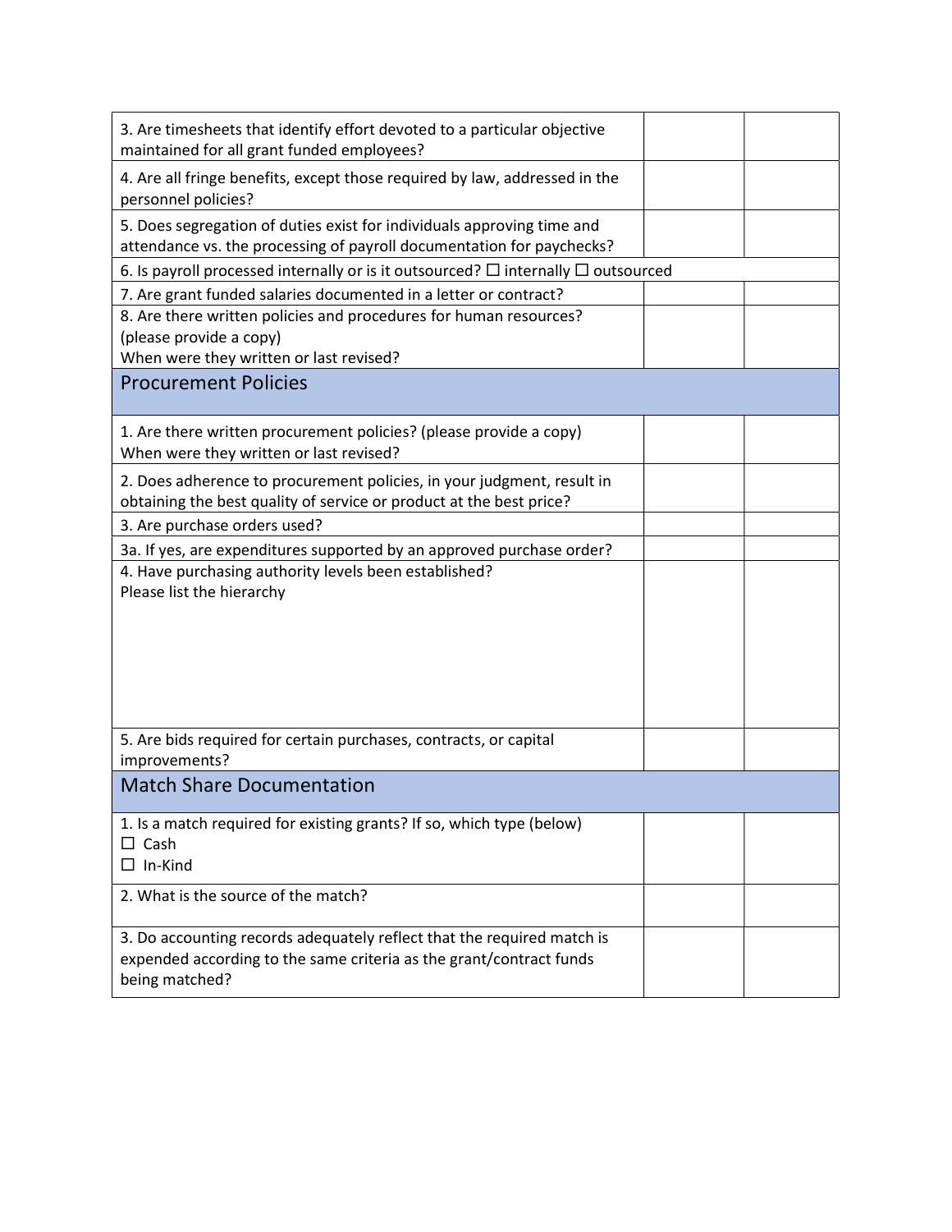| | | |
|---|---|---|
| 3. Are timesheets that identify effort devoted to a particular objective maintained for all grant funded employees? | | |
| 4. Are all fringe benefits, except those required by law, addressed in the personnel policies? | | |
| 5. Does segregation of duties exist for individuals approving time and attendance vs. the processing of payroll documentation for paychecks? | | |
| 6. Is payroll processed internally or is it outsourced? ☐ internally ☐ outsourced | | |
| 7. Are grant funded salaries documented in a letter or contract? | | |
| 8. Are there written policies and procedures for human resources? (please provide a copy)<br>When were they written or last revised? | | |
| **Procurement Policies** | | |
| 1. Are there written procurement policies? (please provide a copy)<br>When were they written or last revised? | | |
| 2. Does adherence to procurement policies, in your judgment, result in obtaining the best quality of service or product at the best price? | | |
| 3. Are purchase orders used? | | |
| 3a. If yes, are expenditures supported by an approved purchase order? | | |
| 4. Have purchasing authority levels been established?<br>Please list the hierarchy | | |
| 5. Are bids required for certain purchases, contracts, or capital improvements? | | |
| **Match Share Documentation** | | |
| 1. Is a match required for existing grants? If so, which type (below)<br>☐ Cash<br>☐ In-Kind | | |
| 2. What is the source of the match? | | |
| 3. Do accounting records adequately reflect that the required match is expended according to the same criteria as the grant/contract funds being matched? | | |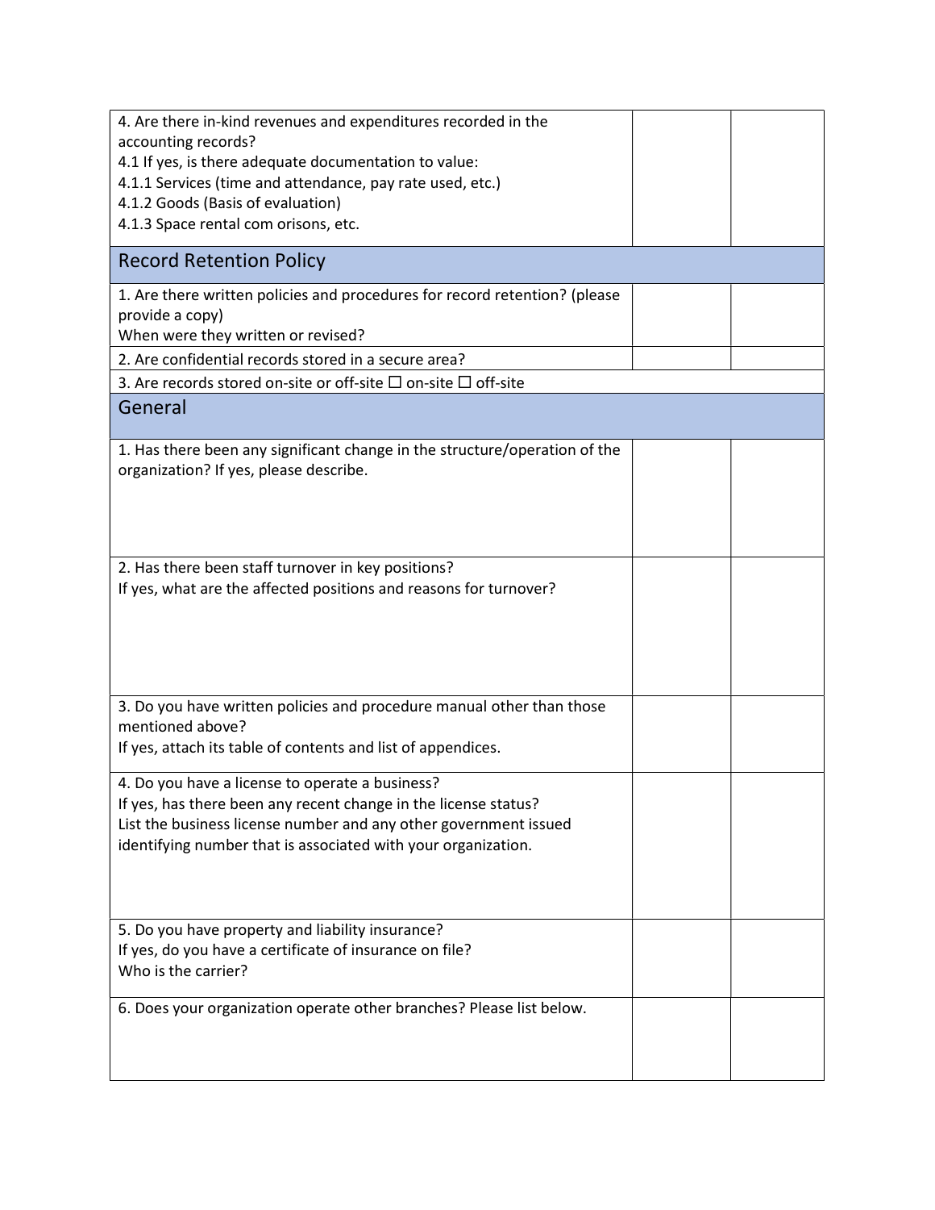| | | |
|---|---|---|
| 4. Are there in-kind revenues and expenditures recorded in the accounting records?<br>4.1 If yes, is there adequate documentation to value:<br>4.1.1 Services (time and attendance, pay rate used, etc.)<br>4.1.2 Goods (Basis of evaluation)<br>4.1.3 Space rental com orisons, etc. | | |
| **Record Retention Policy** | | |
| 1. Are there written policies and procedures for record retention? (please provide a copy)<br>When were they written or revised? | | |
| 2. Are confidential records stored in a secure area? | | |
| 3. Are records stored on-site or off-site ☐ on-site ☐ off-site | | |
| **General** | | |
| 1. Has there been any significant change in the structure/operation of the organization? If yes, please describe. | | |
| 2. Has there been staff turnover in key positions?<br>If yes, what are the affected positions and reasons for turnover? | | |
| 3. Do you have written policies and procedure manual other than those mentioned above?<br>If yes, attach its table of contents and list of appendices. | | |
| 4. Do you have a license to operate a business?<br>If yes, has there been any recent change in the license status?<br>List the business license number and any other government issued identifying number that is associated with your organization. | | |
| 5. Do you have property and liability insurance?<br>If yes, do you have a certificate of insurance on file?<br>Who is the carrier? | | |
| 6. Does your organization operate other branches? Please list below. | | |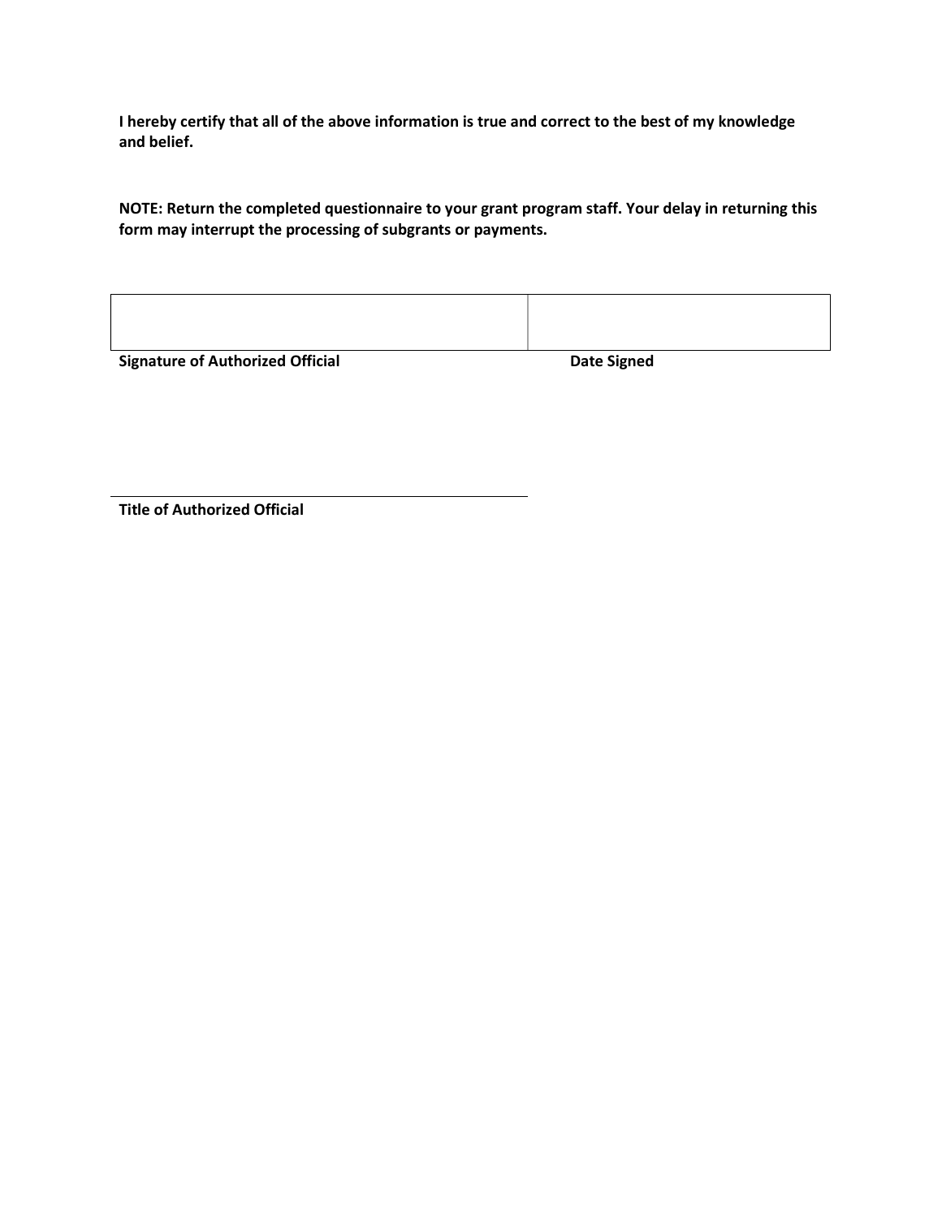**I hereby certify that all of the above information is true and correct to the best of my knowledge and belief.**

**NOTE: Return the completed questionnaire to your grant program staff. Your delay in returning this form may interrupt the processing of subgrants or payments.**

| | |
|---|---|
| | |
| **Signature of Authorized Official** | **Date Signed** |

**Title of Authorized Official**